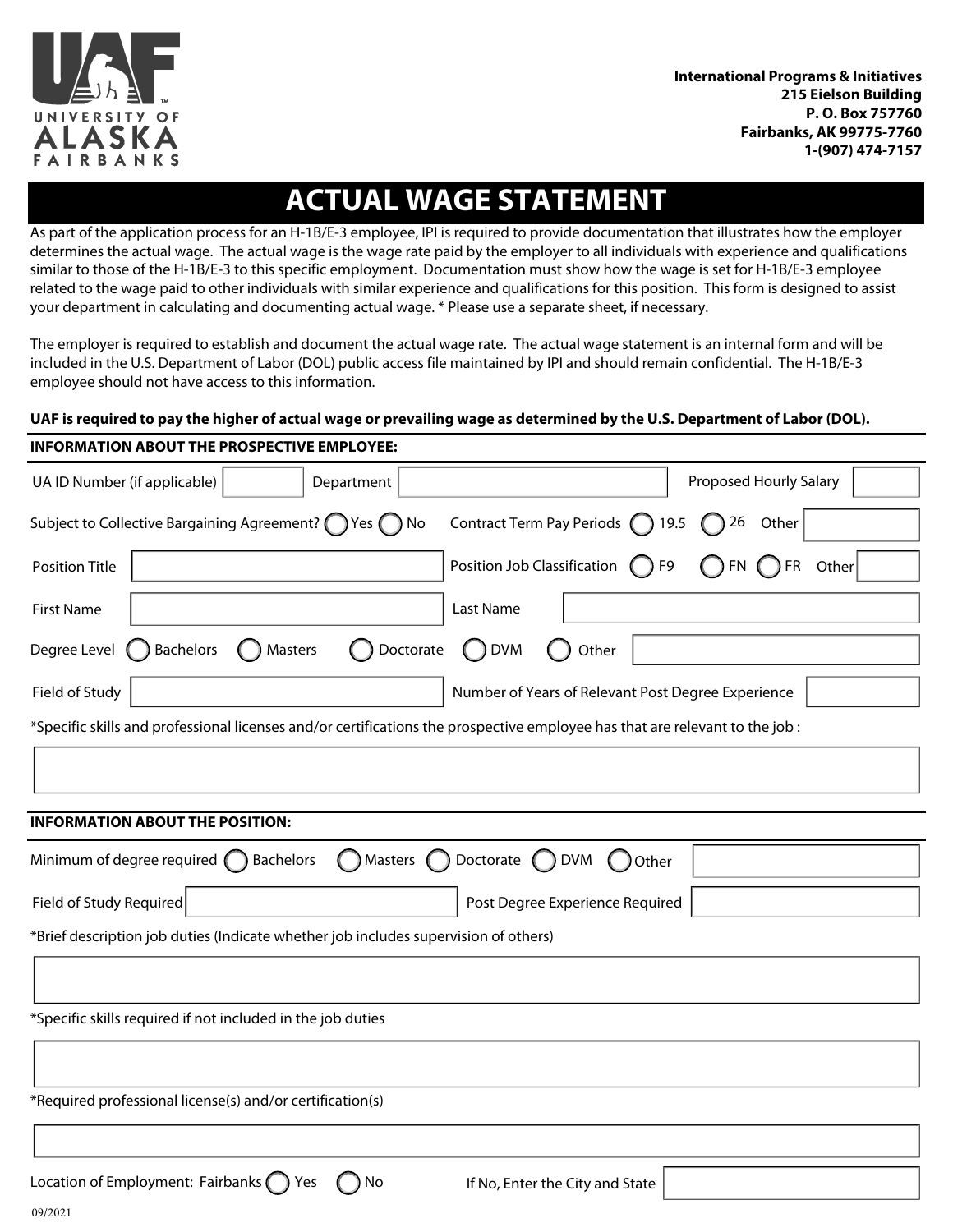UNIVERSITY OF ALASKA FAIRBANKS

**International Programs & Initiatives**
**215 Eielson Building**
**P. O. Box 757760**
**Fairbanks, AK 99775-7760**
**1-(907) 474-7157**

# ACTUAL WAGE STATEMENT

As part of the application process for an H-1B/E-3 employee, IPI is required to provide documentation that illustrates how the employer determines the actual wage. The actual wage is the wage rate paid by the employer to all individuals with experience and qualifications similar to those of the H-1B/E-3 to this specific employment. Documentation must show how the wage is set for H-1B/E-3 employee related to the wage paid to other individuals with similar experience and qualifications for this position. This form is designed to assist your department in calculating and documenting actual wage. * Please use a separate sheet, if necessary.

The employer is required to establish and document the actual wage rate. The actual wage statement is an internal form and will be included in the U.S. Department of Labor (DOL) public access file maintained by IPI and should remain confidential. The H-1B/E-3 employee should not have access to this information.

**UAF is required to pay the higher of actual wage or prevailing wage as determined by the U.S. Department of Labor (DOL).**

**INFORMATION ABOUT THE PROSPECTIVE EMPLOYEE:**

UA ID Number (if applicable) ____ Department ____ Proposed Hourly Salary ____

Subject to Collective Bargaining Agreement? ◯ Yes ◯ No    Contract Term Pay Periods ◯ 19.5 ◯ 26 Other ____

Position Title ____    Position Job Classification ◯ F9 ◯ FN ◯ FR Other ____

First Name ____    Last Name ____

Degree Level ◯ Bachelors ◯ Masters ◯ Doctorate ◯ DVM ◯ Other ____

Field of Study ____    Number of Years of Relevant Post Degree Experience ____

*Specific skills and professional licenses and/or certifications the prospective employee has that are relevant to the job :

____

**INFORMATION ABOUT THE POSITION:**

Minimum of degree required ◯ Bachelors ◯ Masters ◯ Doctorate ◯ DVM ◯ Other ____

Field of Study Required ____    Post Degree Experience Required ____

*Brief description job duties (Indicate whether job includes supervision of others)

____

*Specific skills required if not included in the job duties

____

*Required professional license(s) and/or certification(s)

____

Location of Employment: Fairbanks ◯ Yes ◯ No    If No, Enter the City and State ____

09/2021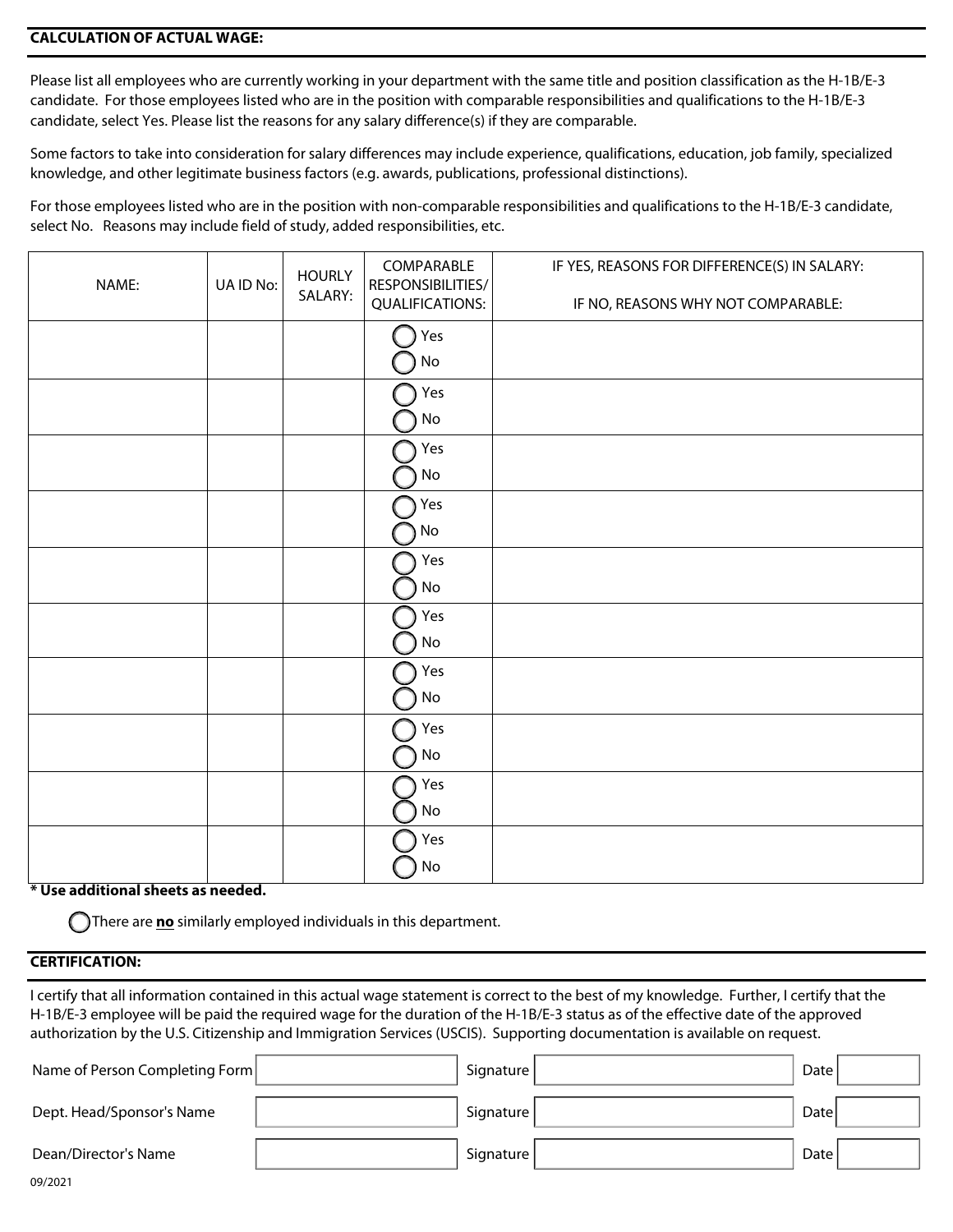## CALCULATION OF ACTUAL WAGE:

Please list all employees who are currently working in your department with the same title and position classification as the H-1B/E-3 candidate. For those employees listed who are in the position with comparable responsibilities and qualifications to the H-1B/E-3 candidate, select Yes. Please list the reasons for any salary difference(s) if they are comparable.

Some factors to take into consideration for salary differences may include experience, qualifications, education, job family, specialized knowledge, and other legitimate business factors (e.g. awards, publications, professional distinctions).

For those employees listed who are in the position with non-comparable responsibilities and qualifications to the H-1B/E-3 candidate, select No. Reasons may include field of study, added responsibilities, etc.

| NAME: | UA ID No: | HOURLY SALARY: | COMPARABLE RESPONSIBILITIES/ QUALIFICATIONS: | IF YES, REASONS FOR DIFFERENCE(S) IN SALARY: IF NO, REASONS WHY NOT COMPARABLE: |
|---|---|---|---|---|
| | | | ◯ Yes ◯ No | |
| | | | ◯ Yes ◯ No | |
| | | | ◯ Yes ◯ No | |
| | | | ◯ Yes ◯ No | |
| | | | ◯ Yes ◯ No | |
| | | | ◯ Yes ◯ No | |
| | | | ◯ Yes ◯ No | |
| | | | ◯ Yes ◯ No | |
| | | | ◯ Yes ◯ No | |
| | | | ◯ Yes ◯ No | |

**\* Use additional sheets as needed.**

◯ There are **no** similarly employed individuals in this department.

## CERTIFICATION:

I certify that all information contained in this actual wage statement is correct to the best of my knowledge. Further, I certify that the H-1B/E-3 employee will be paid the required wage for the duration of the H-1B/E-3 status as of the effective date of the approved authorization by the U.S. Citizenship and Immigration Services (USCIS). Supporting documentation is available on request.

| | | | | | |
|---|---|---|---|---|---|
| Name of Person Completing Form | | Signature | | Date | |
| Dept. Head/Sponsor's Name | | Signature | | Date | |
| Dean/Director's Name | | Signature | | Date | |

09/2021